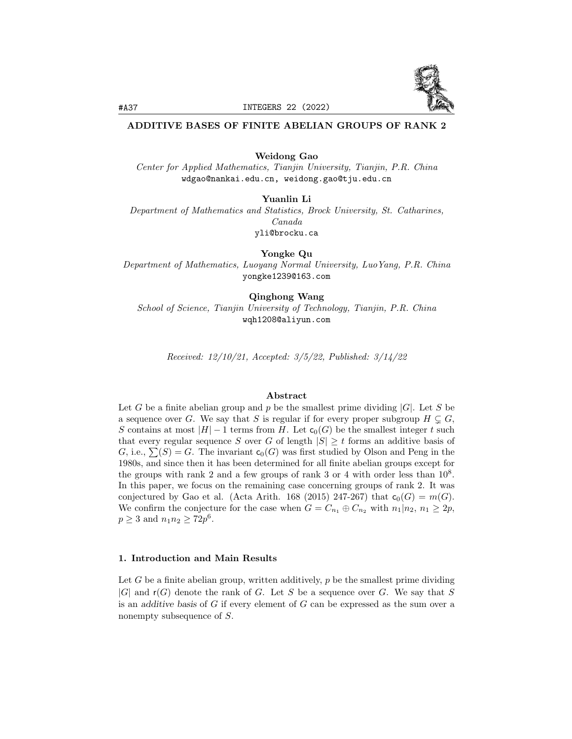# ADDITIVE BASES OF FINITE ABELIAN GROUPS OF RANK 2

**Weidong Gao**
*Center for Applied Mathematics, Tianjin University, Tianjin, P.R. China*
wdgao@nankai.edu.cn, weidong.gao@tju.edu.cn

**Yuanlin Li**
*Department of Mathematics and Statistics, Brock University, St. Catharines, Canada*
yli@brocku.ca

**Yongke Qu**
*Department of Mathematics, Luoyang Normal University, LuoYang, P.R. China*
yongke1239@163.com

**Qinghong Wang**
*School of Science, Tianjin University of Technology, Tianjin, P.R. China*
wqh1208@aliyun.com

*Received: 12/10/21, Accepted: 3/5/22, Published: 3/14/22*

## Abstract

Let $G$ be a finite abelian group and $p$ be the smallest prime dividing $|G|$. Let $S$ be a sequence over $G$. We say that $S$ is regular if for every proper subgroup $H \subsetneq G$, $S$ contains at most $|H|-1$ terms from $H$. Let $\mathsf{c}_0(G)$ be the smallest integer $t$ such that every regular sequence $S$ over $G$ of length $|S| \geq t$ forms an additive basis of $G$, i.e., $\sum(S) = G$. The invariant $\mathsf{c}_0(G)$ was first studied by Olson and Peng in the 1980s, and since then it has been determined for all finite abelian groups except for the groups with rank 2 and a few groups of rank 3 or 4 with order less than $10^8$. In this paper, we focus on the remaining case concerning groups of rank 2. It was conjectured by Gao et al. (Acta Arith. 168 (2015) 247-267) that $\mathsf{c}_0(G) = m(G)$. We confirm the conjecture for the case when $G = C_{n_1} \oplus C_{n_2}$ with $n_1 | n_2$, $n_1 \geq 2p$, $p \geq 3$ and $n_1 n_2 \geq 72p^6$.

## 1. Introduction and Main Results

Let $G$ be a finite abelian group, written additively, $p$ be the smallest prime dividing $|G|$ and $\mathsf{r}(G)$ denote the rank of $G$. Let $S$ be a sequence over $G$. We say that $S$ is an *additive basis* of $G$ if every element of $G$ can be expressed as the sum over a nonempty subsequence of $S$.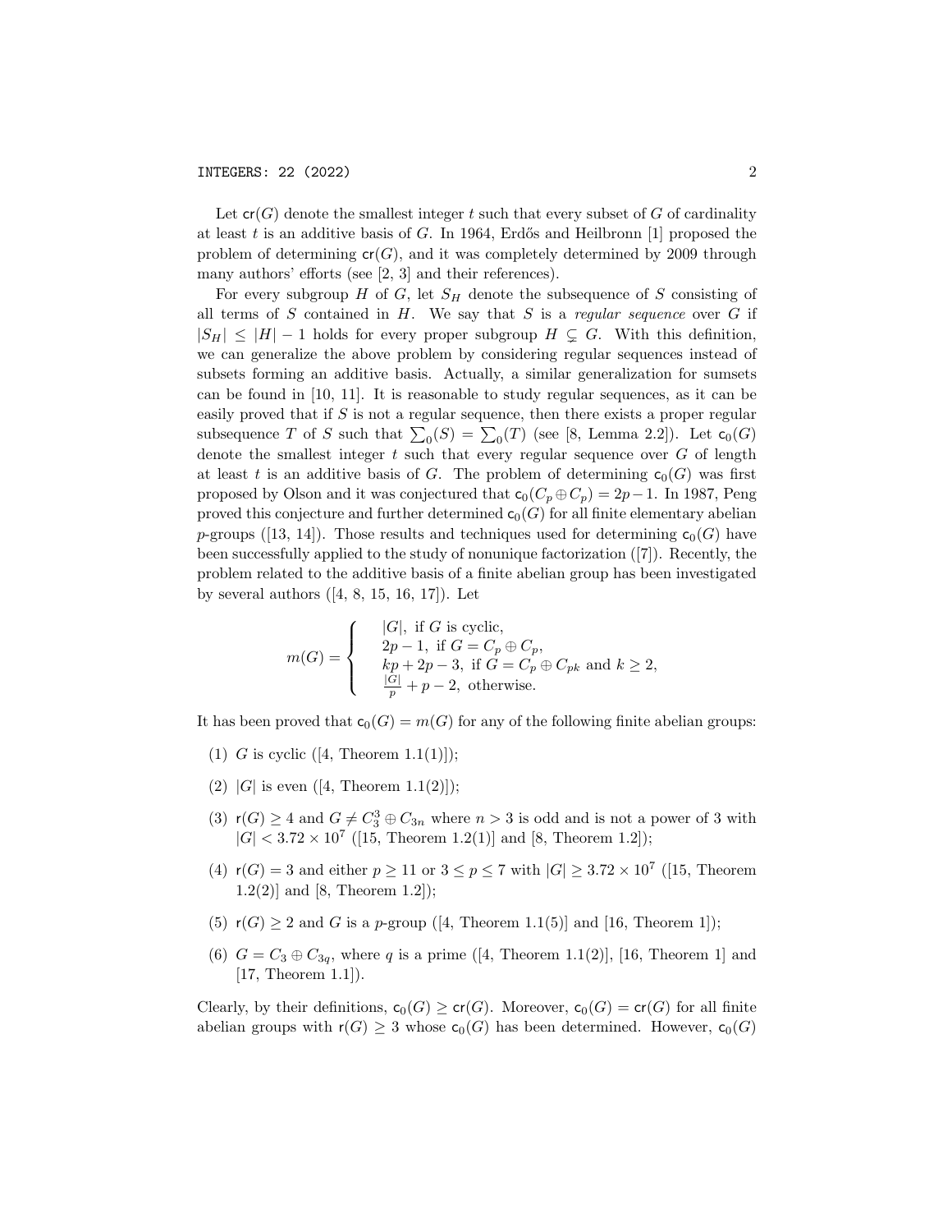Let $\mathsf{cr}(G)$ denote the smallest integer $t$ such that every subset of $G$ of cardinality at least $t$ is an additive basis of $G$. In 1964, Erdős and Heilbronn [1] proposed the problem of determining $\mathsf{cr}(G)$, and it was completely determined by 2009 through many authors' efforts (see [2, 3] and their references).

For every subgroup $H$ of $G$, let $S_H$ denote the subsequence of $S$ consisting of all terms of $S$ contained in $H$. We say that $S$ is a *regular sequence* over $G$ if $|S_H| \le |H| - 1$ holds for every proper subgroup $H \subsetneq G$. With this definition, we can generalize the above problem by considering regular sequences instead of subsets forming an additive basis. Actually, a similar generalization for sumsets can be found in [10, 11]. It is reasonable to study regular sequences, as it can be easily proved that if $S$ is not a regular sequence, then there exists a proper regular subsequence $T$ of $S$ such that $\sum_0(S) = \sum_0(T)$ (see [8, Lemma 2.2]). Let $\mathsf{c}_0(G)$ denote the smallest integer $t$ such that every regular sequence over $G$ of length at least $t$ is an additive basis of $G$. The problem of determining $\mathsf{c}_0(G)$ was first proposed by Olson and it was conjectured that $\mathsf{c}_0(C_p \oplus C_p) = 2p - 1$. In 1987, Peng proved this conjecture and further determined $\mathsf{c}_0(G)$ for all finite elementary abelian $p$-groups ([13, 14]). Those results and techniques used for determining $\mathsf{c}_0(G)$ have been successfully applied to the study of nonunique factorization ([7]). Recently, the problem related to the additive basis of a finite abelian group has been investigated by several authors ([4, 8, 15, 16, 17]). Let

$$m(G) = \begin{cases} |G|, \text{ if } G \text{ is cyclic}, \\ 2p-1, \text{ if } G = C_p \oplus C_p, \\ kp + 2p - 3, \text{ if } G = C_p \oplus C_{pk} \text{ and } k \ge 2, \\ \frac{|G|}{p} + p - 2, \text{ otherwise.} \end{cases}$$

It has been proved that $\mathsf{c}_0(G) = m(G)$ for any of the following finite abelian groups:

(1) $G$ is cyclic ([4, Theorem 1.1(1)]);

(2) $|G|$ is even ([4, Theorem 1.1(2)]);

(3) $\mathsf{r}(G) \ge 4$ and $G \ne C_3^3 \oplus C_{3n}$ where $n > 3$ is odd and is not a power of 3 with $|G| < 3.72 \times 10^7$ ([15, Theorem 1.2(1)] and [8, Theorem 1.2]);

(4) $\mathsf{r}(G) = 3$ and either $p \ge 11$ or $3 \le p \le 7$ with $|G| \ge 3.72 \times 10^7$ ([15, Theorem 1.2(2)] and [8, Theorem 1.2]);

(5) $\mathsf{r}(G) \ge 2$ and $G$ is a $p$-group ([4, Theorem 1.1(5)] and [16, Theorem 1]);

(6) $G = C_3 \oplus C_{3q}$, where $q$ is a prime ([4, Theorem 1.1(2)], [16, Theorem 1] and [17, Theorem 1.1]).

Clearly, by their definitions, $\mathsf{c}_0(G) \ge \mathsf{cr}(G)$. Moreover, $\mathsf{c}_0(G) = \mathsf{cr}(G)$ for all finite abelian groups with $\mathsf{r}(G) \ge 3$ whose $\mathsf{c}_0(G)$ has been determined. However, $\mathsf{c}_0(G)$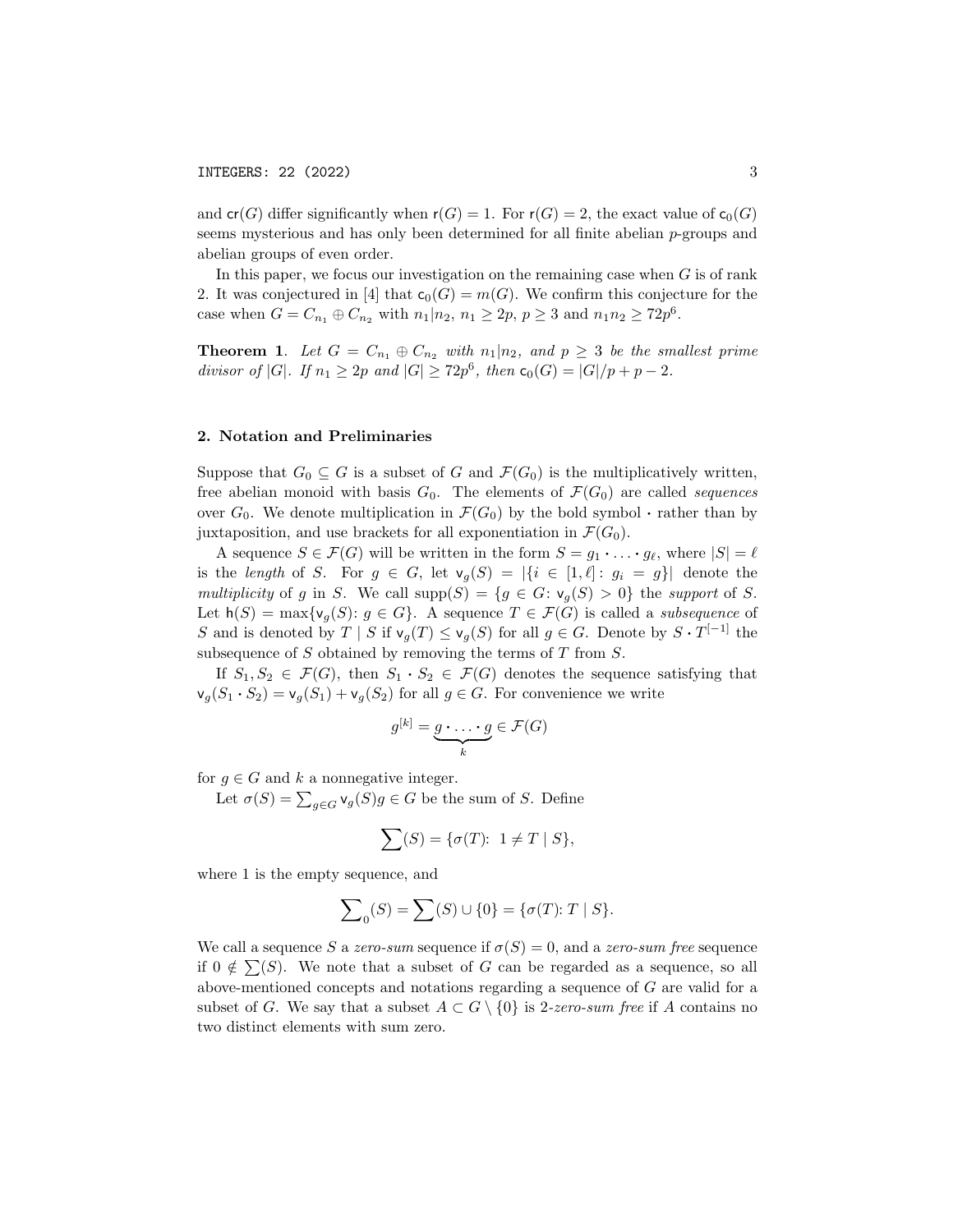and $\mathsf{cr}(G)$ differ significantly when $\mathsf{r}(G) = 1$. For $\mathsf{r}(G) = 2$, the exact value of $\mathsf{c}_0(G)$ seems mysterious and has only been determined for all finite abelian $p$-groups and abelian groups of even order.

In this paper, we focus our investigation on the remaining case when $G$ is of rank 2. It was conjectured in [4] that $\mathsf{c}_0(G) = m(G)$. We confirm this conjecture for the case when $G = C_{n_1} \oplus C_{n_2}$ with $n_1 | n_2$, $n_1 \geq 2p$, $p \geq 3$ and $n_1 n_2 \geq 72p^6$.

**Theorem 1**. *Let $G = C_{n_1} \oplus C_{n_2}$ with $n_1 | n_2$, and $p \geq 3$ be the smallest prime divisor of $|G|$. If $n_1 \geq 2p$ and $|G| \geq 72p^6$, then $\mathsf{c}_0(G) = |G|/p + p - 2$.*

## 2. Notation and Preliminaries

Suppose that $G_0 \subseteq G$ is a subset of $G$ and $\mathcal{F}(G_0)$ is the multiplicatively written, free abelian monoid with basis $G_0$. The elements of $\mathcal{F}(G_0)$ are called *sequences* over $G_0$. We denote multiplication in $\mathcal{F}(G_0)$ by the bold symbol $\boldsymbol{\cdot}$ rather than by juxtaposition, and use brackets for all exponentiation in $\mathcal{F}(G_0)$.

A sequence $S \in \mathcal{F}(G)$ will be written in the form $S = g_1 \boldsymbol{\cdot} \ldots \boldsymbol{\cdot} g_\ell$, where $|S| = \ell$ is the *length* of $S$. For $g \in G$, let $\mathsf{v}_g(S) = |\{i \in [1, \ell] \colon g_i = g\}|$ denote the *multiplicity* of $g$ in $S$. We call $\mathrm{supp}(S) = \{g \in G \colon \mathsf{v}_g(S) > 0\}$ the *support* of $S$. Let $\mathsf{h}(S) = \max\{\mathsf{v}_g(S) \colon g \in G\}$. A sequence $T \in \mathcal{F}(G)$ is called a *subsequence* of $S$ and is denoted by $T \mid S$ if $\mathsf{v}_g(T) \leq \mathsf{v}_g(S)$ for all $g \in G$. Denote by $S \boldsymbol{\cdot} T^{[-1]}$ the subsequence of $S$ obtained by removing the terms of $T$ from $S$.

If $S_1, S_2 \in \mathcal{F}(G)$, then $S_1 \boldsymbol{\cdot} S_2 \in \mathcal{F}(G)$ denotes the sequence satisfying that $\mathsf{v}_g(S_1 \boldsymbol{\cdot} S_2) = \mathsf{v}_g(S_1) + \mathsf{v}_g(S_2)$ for all $g \in G$. For convenience we write

$$g^{[k]} = \underbrace{g \boldsymbol{\cdot} \ldots \boldsymbol{\cdot} g}_{k} \in \mathcal{F}(G)$$

for $g \in G$ and $k$ a nonnegative integer.

Let $\sigma(S) = \sum_{g \in G} \mathsf{v}_g(S) g \in G$ be the sum of $S$. Define

$$\sum(S) = \{\sigma(T) \colon\ 1 \neq T \mid S\},$$

where 1 is the empty sequence, and

$$\sum\nolimits_0(S) = \sum(S) \cup \{0\} = \{\sigma(T) \colon T \mid S\}.$$

We call a sequence $S$ a *zero-sum* sequence if $\sigma(S) = 0$, and a *zero-sum free* sequence if $0 \notin \sum(S)$. We note that a subset of $G$ can be regarded as a sequence, so all above-mentioned concepts and notations regarding a sequence of $G$ are valid for a subset of $G$. We say that a subset $A \subset G \setminus \{0\}$ is 2-*zero-sum free* if $A$ contains no two distinct elements with sum zero.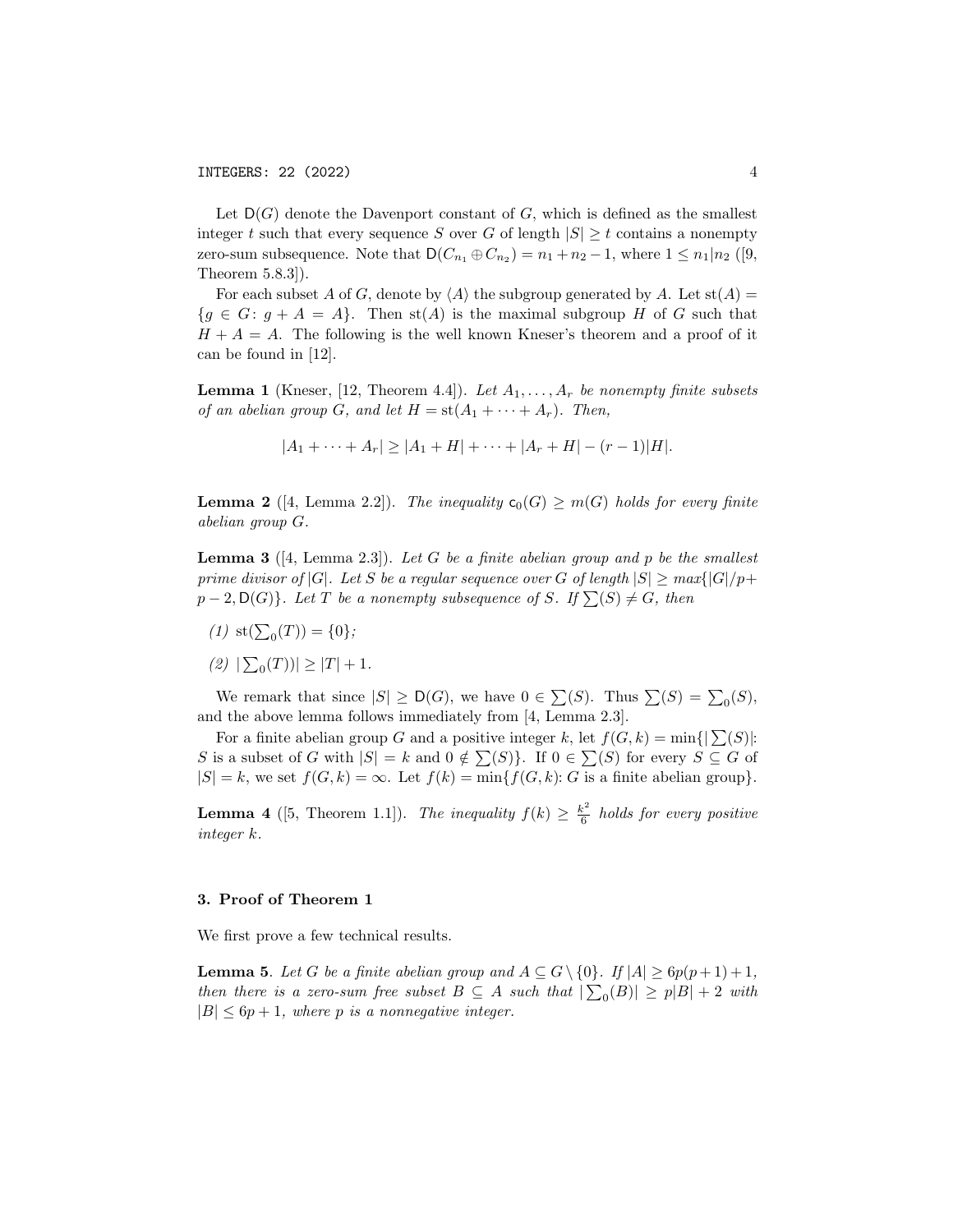Let $\mathsf{D}(G)$ denote the Davenport constant of $G$, which is defined as the smallest integer $t$ such that every sequence $S$ over $G$ of length $|S| \geq t$ contains a nonempty zero-sum subsequence. Note that $\mathsf{D}(C_{n_1} \oplus C_{n_2}) = n_1 + n_2 - 1$, where $1 \leq n_1 | n_2$ ([9, Theorem 5.8.3]).

For each subset $A$ of $G$, denote by $\langle A \rangle$ the subgroup generated by $A$. Let $\mathrm{st}(A) = \{g \in G \colon g + A = A\}$. Then $\mathrm{st}(A)$ is the maximal subgroup $H$ of $G$ such that $H + A = A$. The following is the well known Kneser's theorem and a proof of it can be found in [12].

**Lemma 1** (Kneser, [12, Theorem 4.4]). *Let $A_1, \ldots, A_r$ be nonempty finite subsets of an abelian group $G$, and let $H = \mathrm{st}(A_1 + \cdots + A_r)$. Then,*

$$|A_1 + \cdots + A_r| \geq |A_1 + H| + \cdots + |A_r + H| - (r-1)|H|.$$

**Lemma 2** ([4, Lemma 2.2]). *The inequality $\mathsf{c}_0(G) \geq m(G)$ holds for every finite abelian group $G$.*

**Lemma 3** ([4, Lemma 2.3]). *Let $G$ be a finite abelian group and $p$ be the smallest prime divisor of $|G|$. Let $S$ be a regular sequence over $G$ of length $|S| \geq max\{|G|/p + p - 2, \mathsf{D}(G)\}$. Let $T$ be a nonempty subsequence of $S$. If $\sum(S) \neq G$, then*

*(1) $\mathrm{st}(\sum_0(T)) = \{0\}$;*

*(2) $|\sum_0(T))| \geq |T| + 1$.*

We remark that since $|S| \geq \mathsf{D}(G)$, we have $0 \in \sum(S)$. Thus $\sum(S) = \sum_0(S)$, and the above lemma follows immediately from [4, Lemma 2.3].

For a finite abelian group $G$ and a positive integer $k$, let $f(G, k) = \min\{|\sum(S)|$: $S$ is a subset of $G$ with $|S| = k$ and $0 \notin \sum(S)\}$. If $0 \in \sum(S)$ for every $S \subseteq G$ of $|S| = k$, we set $f(G, k) = \infty$. Let $f(k) = \min\{f(G, k) \colon G$ is a finite abelian group$\}$.

**Lemma 4** ([5, Theorem 1.1]). *The inequality $f(k) \geq \frac{k^2}{6}$ holds for every positive integer $k$.*

## 3. Proof of Theorem 1

We first prove a few technical results.

**Lemma 5**. *Let $G$ be a finite abelian group and $A \subseteq G \setminus \{0\}$. If $|A| \geq 6p(p+1)+1$, then there is a zero-sum free subset $B \subseteq A$ such that $|\sum_0(B)| \geq p|B| + 2$ with $|B| \leq 6p + 1$, where $p$ is a nonnegative integer.*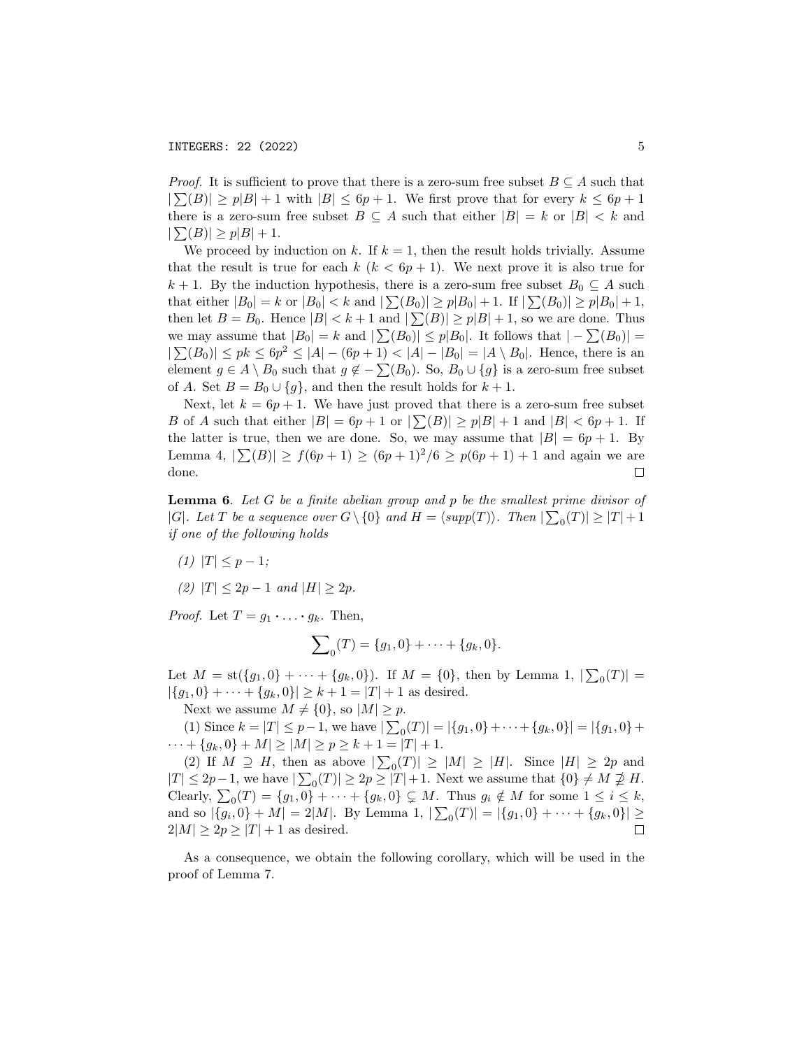*Proof.* It is sufficient to prove that there is a zero-sum free subset $B \subseteq A$ such that $|\sum(B)| \geq p|B| + 1$ with $|B| \leq 6p + 1$. We first prove that for every $k \leq 6p + 1$ there is a zero-sum free subset $B \subseteq A$ such that either $|B| = k$ or $|B| < k$ and $|\sum(B)| \geq p|B| + 1$.

We proceed by induction on $k$. If $k = 1$, then the result holds trivially. Assume that the result is true for each $k$ ($k < 6p + 1$). We next prove it is also true for $k + 1$. By the induction hypothesis, there is a zero-sum free subset $B_0 \subseteq A$ such that either $|B_0| = k$ or $|B_0| < k$ and $|\sum(B_0)| \geq p|B_0| + 1$. If $|\sum(B_0)| \geq p|B_0| + 1$, then let $B = B_0$. Hence $|B| < k + 1$ and $|\sum(B)| \geq p|B| + 1$, so we are done. Thus we may assume that $|B_0| = k$ and $|\sum(B_0)| \leq p|B_0|$. It follows that $|-\sum(B_0)| = |\sum(B_0)| \leq pk \leq 6p^2 \leq |A| - (6p + 1) < |A| - |B_0| = |A \setminus B_0|$. Hence, there is an element $g \in A \setminus B_0$ such that $g \notin -\sum(B_0)$. So, $B_0 \cup \{g\}$ is a zero-sum free subset of $A$. Set $B = B_0 \cup \{g\}$, and then the result holds for $k + 1$.

Next, let $k = 6p + 1$. We have just proved that there is a zero-sum free subset $B$ of $A$ such that either $|B| = 6p + 1$ or $|\sum(B)| \geq p|B| + 1$ and $|B| < 6p + 1$. If the latter is true, then we are done. So, we may assume that $|B| = 6p + 1$. By Lemma 4, $|\sum(B)| \geq f(6p + 1) \geq (6p + 1)^2/6 \geq p(6p + 1) + 1$ and again we are done. $\square$

**Lemma 6**. *Let $G$ be a finite abelian group and $p$ be the smallest prime divisor of $|G|$. Let $T$ be a sequence over $G \setminus \{0\}$ and $H = \langle supp(T) \rangle$. Then $|\sum_0(T)| \geq |T| + 1$ if one of the following holds*

*(1) $|T| \leq p - 1$;*

*(2) $|T| \leq 2p - 1$ and $|H| \geq 2p$.*

*Proof.* Let $T = g_1 \boldsymbol{\cdot} \ldots \boldsymbol{\cdot} g_k$. Then,

$$\sum\nolimits_0(T) = \{g_1, 0\} + \cdots + \{g_k, 0\}.$$

Let $M = \mathrm{st}(\{g_1, 0\} + \cdots + \{g_k, 0\})$. If $M = \{0\}$, then by Lemma 1, $|\sum_0(T)| = |\{g_1, 0\} + \cdots + \{g_k, 0\}| \geq k + 1 = |T| + 1$ as desired.

Next we assume $M \neq \{0\}$, so $|M| \geq p$.

(1) Since $k = |T| \leq p - 1$, we have $|\sum_0(T)| = |\{g_1, 0\} + \cdots + \{g_k, 0\}| = |\{g_1, 0\} + \cdots + \{g_k, 0\} + M| \geq |M| \geq p \geq k + 1 = |T| + 1$.

(2) If $M \supseteq H$, then as above $|\sum_0(T)| \geq |M| \geq |H|$. Since $|H| \geq 2p$ and $|T| \leq 2p - 1$, we have $|\sum_0(T)| \geq 2p \geq |T| + 1$. Next we assume that $\{0\} \neq M \not\supseteq H$. Clearly, $\sum_0(T) = \{g_1, 0\} + \cdots + \{g_k, 0\} \subsetneq M$. Thus $g_i \notin M$ for some $1 \leq i \leq k$, and so $|\{g_i, 0\} + M| = 2|M|$. By Lemma 1, $|\sum_0(T)| = |\{g_1, 0\} + \cdots + \{g_k, 0\}| \geq 2|M| \geq 2p \geq |T| + 1$ as desired. $\square$

As a consequence, we obtain the following corollary, which will be used in the proof of Lemma 7.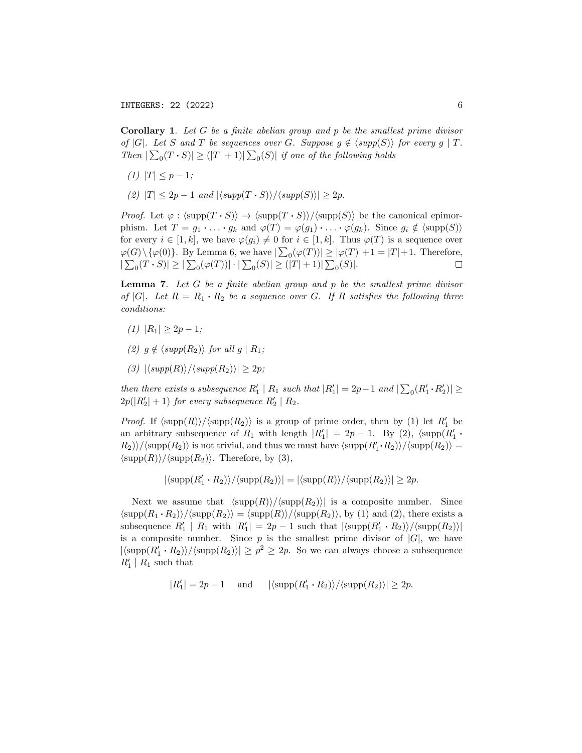**Corollary 1**. *Let $G$ be a finite abelian group and $p$ be the smallest prime divisor of $|G|$. Let $S$ and $T$ be sequences over $G$. Suppose $g \notin \langle supp(S) \rangle$ for every $g \mid T$. Then $|\sum_0(T \cdot S)| \geq (|T|+1)|\sum_0(S)|$ if one of the following holds*

*(1) $|T| \leq p-1$;*

*(2) $|T| \leq 2p-1$ and $|\langle supp(T \cdot S)\rangle / \langle supp(S)\rangle| \geq 2p$.*

*Proof.* Let $\varphi : \langle \text{supp}(T \cdot S)\rangle \to \langle \text{supp}(T \cdot S)\rangle / \langle \text{supp}(S)\rangle$ be the canonical epimorphism. Let $T = g_1 \cdot \ldots \cdot g_k$ and $\varphi(T) = \varphi(g_1) \cdot \ldots \cdot \varphi(g_k)$. Since $g_i \notin \langle \text{supp}(S)\rangle$ for every $i \in [1, k]$, we have $\varphi(g_i) \neq 0$ for $i \in [1, k]$. Thus $\varphi(T)$ is a sequence over $\varphi(G) \setminus \{\varphi(0)\}$. By Lemma 6, we have $|\sum_0(\varphi(T))| \geq |\varphi(T)|+1 = |T|+1$. Therefore, $|\sum_0(T \cdot S)| \geq |\sum_0(\varphi(T))| \cdot |\sum_0(S)| \geq (|T|+1)|\sum_0(S)|$. $\square$

**Lemma 7**. *Let $G$ be a finite abelian group and $p$ be the smallest prime divisor of $|G|$. Let $R = R_1 \cdot R_2$ be a sequence over $G$. If $R$ satisfies the following three conditions:*

*(1) $|R_1| \geq 2p-1$;*

*(2) $g \notin \langle supp(R_2)\rangle$ for all $g \mid R_1$;*

*(3) $|\langle supp(R)\rangle / \langle supp(R_2)\rangle| \geq 2p$;*

*then there exists a subsequence $R_1' \mid R_1$ such that $|R_1'| = 2p-1$ and $|\sum_0(R_1' \cdot R_2')| \geq 2p(|R_2'|+1)$ for every subsequence $R_2' \mid R_2$.*

*Proof.* If $\langle \text{supp}(R)\rangle / \langle \text{supp}(R_2)\rangle$ is a group of prime order, then by (1) let $R_1'$ be an arbitrary subsequence of $R_1$ with length $|R_1'| = 2p-1$. By (2), $\langle \text{supp}(R_1' \cdot R_2)\rangle / \langle \text{supp}(R_2)\rangle$ is not trivial, and thus we must have $\langle \text{supp}(R_1' \cdot R_2)\rangle / \langle \text{supp}(R_2)\rangle = \langle \text{supp}(R)\rangle / \langle \text{supp}(R_2)\rangle$. Therefore, by (3),

$$|\langle \text{supp}(R_1' \cdot R_2)\rangle / \langle \text{supp}(R_2)\rangle| = |\langle \text{supp}(R)\rangle / \langle \text{supp}(R_2)\rangle| \geq 2p.$$

Next we assume that $|\langle \text{supp}(R)\rangle / \langle \text{supp}(R_2)\rangle|$ is a composite number. Since $\langle \text{supp}(R_1 \cdot R_2)\rangle / \langle \text{supp}(R_2)\rangle = \langle \text{supp}(R)\rangle / \langle \text{supp}(R_2)\rangle$, by (1) and (2), there exists a subsequence $R_1' \mid R_1$ with $|R_1'| = 2p-1$ such that $|\langle \text{supp}(R_1' \cdot R_2)\rangle / \langle \text{supp}(R_2)\rangle|$ is a composite number. Since $p$ is the smallest prime divisor of $|G|$, we have $|\langle \text{supp}(R_1' \cdot R_2)\rangle / \langle \text{supp}(R_2)\rangle| \geq p^2 \geq 2p$. So we can always choose a subsequence $R_1' \mid R_1$ such that

$$|R_1'| = 2p-1 \quad \text{and} \quad |\langle \text{supp}(R_1' \cdot R_2)\rangle / \langle \text{supp}(R_2)\rangle| \geq 2p.$$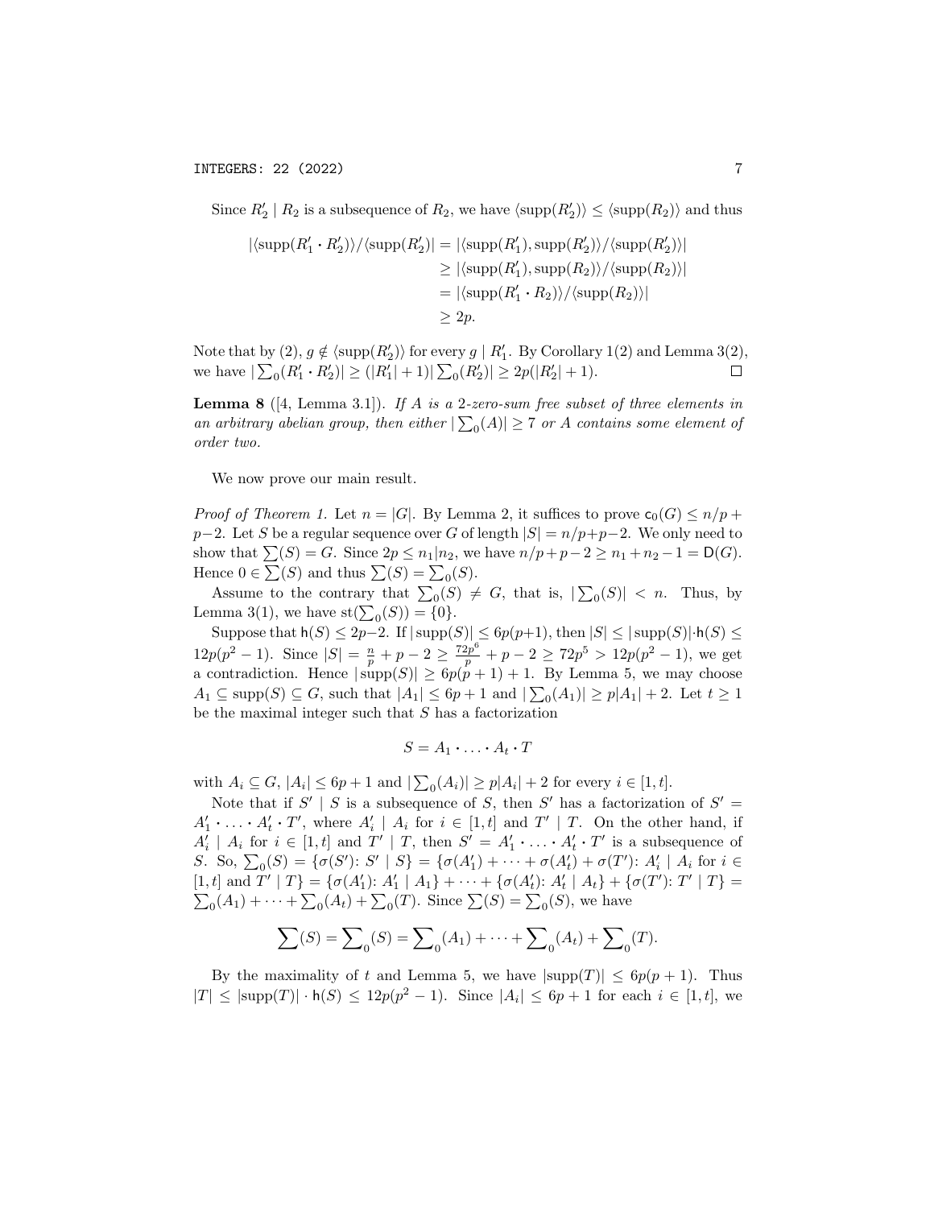Since $R_2' \mid R_2$ is a subsequence of $R_2$, we have $\langle \mathrm{supp}(R_2')\rangle \le \langle \mathrm{supp}(R_2)\rangle$ and thus

$$\begin{aligned} |\langle \mathrm{supp}(R_1' \boldsymbol{\cdot} R_2')\rangle / \langle \mathrm{supp}(R_2')| &= |\langle \mathrm{supp}(R_1'), \mathrm{supp}(R_2')\rangle / \langle \mathrm{supp}(R_2')\rangle| \\ &\ge |\langle \mathrm{supp}(R_1'), \mathrm{supp}(R_2)\rangle / \langle \mathrm{supp}(R_2)\rangle| \\ &= |\langle \mathrm{supp}(R_1' \boldsymbol{\cdot} R_2)\rangle / \langle \mathrm{supp}(R_2)\rangle| \\ &\ge 2p. \end{aligned}$$

Note that by (2), $g \notin \langle \mathrm{supp}(R_2')\rangle$ for every $g \mid R_1'$. By Corollary 1(2) and Lemma 3(2), we have $|\sum_0(R_1' \boldsymbol{\cdot} R_2')| \ge (|R_1'|+1)|\sum_0(R_2')| \ge 2p(|R_2'|+1)$. $\square$

**Lemma 8** ([4, Lemma 3.1]). *If $A$ is a 2-zero-sum free subset of three elements in an arbitrary abelian group, then either $|\sum_0(A)| \ge 7$ or $A$ contains some element of order two.*

We now prove our main result.

*Proof of Theorem 1.* Let $n = |G|$. By Lemma 2, it suffices to prove $\mathsf{c}_0(G) \le n/p + p - 2$. Let $S$ be a regular sequence over $G$ of length $|S| = n/p + p - 2$. We only need to show that $\sum(S) = G$. Since $2p \le n_1 | n_2$, we have $n/p + p - 2 \ge n_1 + n_2 - 1 = \mathsf{D}(G)$. Hence $0 \in \sum(S)$ and thus $\sum(S) = \sum_0(S)$.

Assume to the contrary that $\sum_0(S) \ne G$, that is, $|\sum_0(S)| < n$. Thus, by Lemma 3(1), we have $\mathrm{st}(\sum_0(S)) = \{0\}$.

Suppose that $\mathsf{h}(S) \le 2p-2$. If $|\mathrm{supp}(S)| \le 6p(p+1)$, then $|S| \le |\mathrm{supp}(S)| \cdot \mathsf{h}(S) \le 12p(p^2-1)$. Since $|S| = \frac{n}{p} + p - 2 \ge \frac{72p^6}{p} + p - 2 \ge 72p^5 > 12p(p^2-1)$, we get a contradiction. Hence $|\mathrm{supp}(S)| \ge 6p(p+1)+1$. By Lemma 5, we may choose $A_1 \subseteq \mathrm{supp}(S) \subseteq G$, such that $|A_1| \le 6p+1$ and $|\sum_0(A_1)| \ge p|A_1| + 2$. Let $t \ge 1$ be the maximal integer such that $S$ has a factorization

$$S = A_1 \boldsymbol{\cdot} \ldots \boldsymbol{\cdot} A_t \boldsymbol{\cdot} T$$

with $A_i \subseteq G$, $|A_i| \le 6p+1$ and $|\sum_0(A_i)| \ge p|A_i| + 2$ for every $i \in [1,t]$.

Note that if $S' \mid S$ is a subsequence of $S$, then $S'$ has a factorization of $S' = A_1' \boldsymbol{\cdot} \ldots \boldsymbol{\cdot} A_t' \boldsymbol{\cdot} T'$, where $A_i' \mid A_i$ for $i \in [1,t]$ and $T' \mid T$. On the other hand, if $A_i' \mid A_i$ for $i \in [1,t]$ and $T' \mid T$, then $S' = A_1' \boldsymbol{\cdot} \ldots \boldsymbol{\cdot} A_t' \boldsymbol{\cdot} T'$ is a subsequence of $S$. So, $\sum_0(S) = \{\sigma(S') \colon S' \mid S\} = \{\sigma(A_1') + \cdots + \sigma(A_t') + \sigma(T') \colon A_i' \mid A_i \text{ for } i \in [1,t] \text{ and } T' \mid T\} = \{\sigma(A_1') \colon A_1' \mid A_1\} + \cdots + \{\sigma(A_t') \colon A_t' \mid A_t\} + \{\sigma(T') \colon T' \mid T\} = \sum_0(A_1) + \cdots + \sum_0(A_t) + \sum_0(T)$. Since $\sum(S) = \sum_0(S)$, we have

$$\sum(S) = \sum\nolimits_0(S) = \sum\nolimits_0(A_1) + \cdots + \sum\nolimits_0(A_t) + \sum\nolimits_0(T).$$

By the maximality of $t$ and Lemma 5, we have $|\mathrm{supp}(T)| \le 6p(p+1)$. Thus $|T| \le |\mathrm{supp}(T)| \cdot \mathsf{h}(S) \le 12p(p^2-1)$. Since $|A_i| \le 6p+1$ for each $i \in [1,t]$, we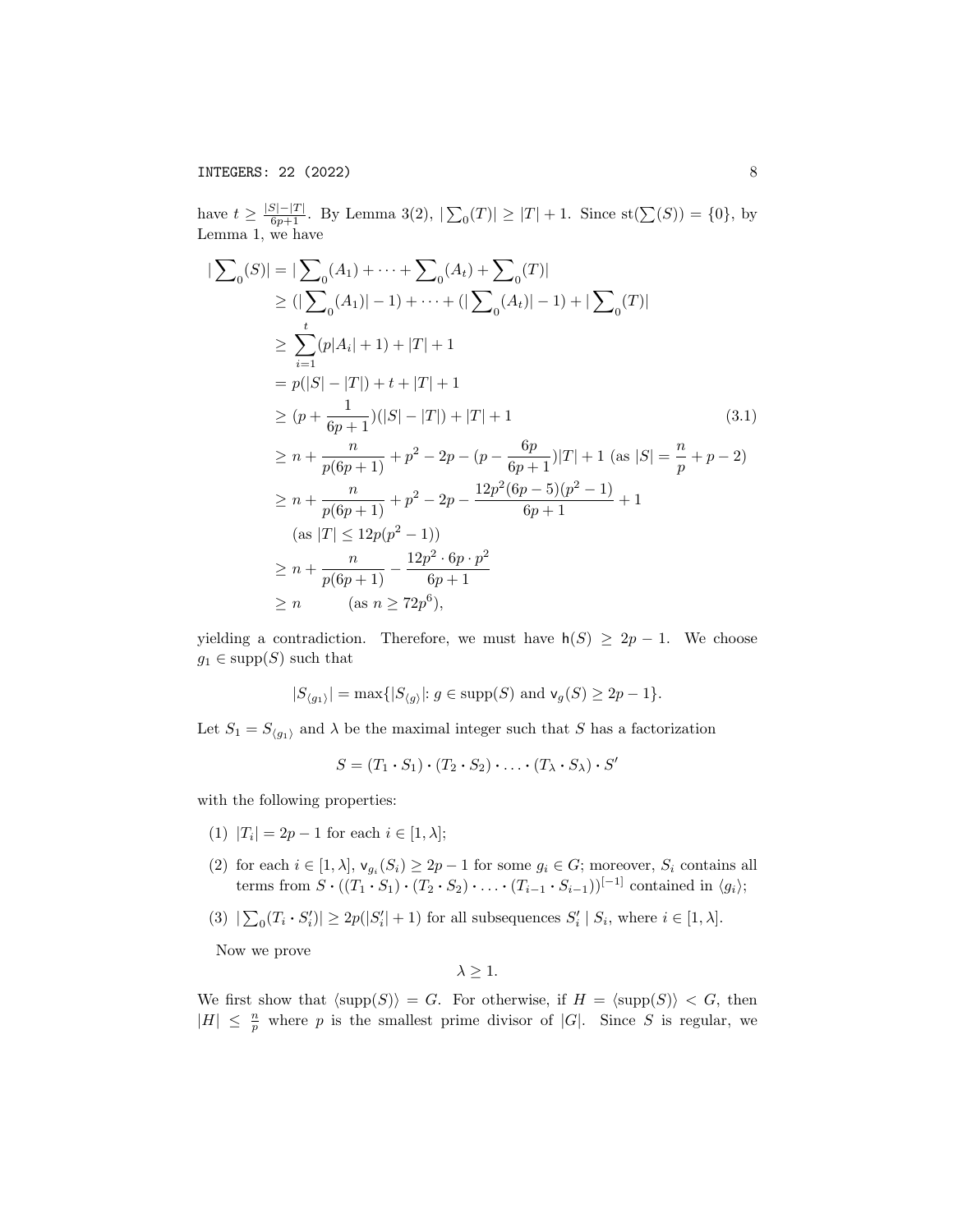have $t \geq \frac{|S|-|T|}{6p+1}$. By Lemma 3(2), $|\sum_0(T)| \geq |T|+1$. Since $\mathrm{st}(\sum(S)) = \{0\}$, by Lemma 1, we have

$$
\begin{aligned}
|\sum\nolimits_0(S)| &= |\sum\nolimits_0(A_1) + \cdots + \sum\nolimits_0(A_t) + \sum\nolimits_0(T)| \\
&\geq (|\sum\nolimits_0(A_1)| - 1) + \cdots + (|\sum\nolimits_0(A_t)| - 1) + |\sum\nolimits_0(T)| \\
&\geq \sum_{i=1}^{t} (p|A_i| + 1) + |T| + 1 \\
&= p(|S| - |T|) + t + |T| + 1 \\
&\geq (p + \frac{1}{6p+1})(|S| - |T|) + |T| + 1 \qquad (3.1) \\
&\geq n + \frac{n}{p(6p+1)} + p^2 - 2p - (p - \frac{6p}{6p+1})|T| + 1 \text{ (as } |S| = \frac{n}{p} + p - 2) \\
&\geq n + \frac{n}{p(6p+1)} + p^2 - 2p - \frac{12p^2(6p-5)(p^2-1)}{6p+1} + 1 \\
&\quad (\text{as } |T| \leq 12p(p^2-1)) \\
&\geq n + \frac{n}{p(6p+1)} - \frac{12p^2 \cdot 6p \cdot p^2}{6p+1} \\
&\geq n \qquad (\text{as } n \geq 72p^6),
\end{aligned}
$$

yielding a contradiction. Therefore, we must have $\mathsf{h}(S) \geq 2p-1$. We choose $g_1 \in \mathrm{supp}(S)$ such that

$$|S_{\langle g_1 \rangle}| = \max\{|S_{\langle g \rangle}| : g \in \mathrm{supp}(S) \text{ and } \mathsf{v}_g(S) \geq 2p-1\}.$$

Let $S_1 = S_{\langle g_1 \rangle}$ and $\lambda$ be the maximal integer such that $S$ has a factorization

$$S = (T_1 \boldsymbol{\cdot} S_1) \boldsymbol{\cdot} (T_2 \boldsymbol{\cdot} S_2) \boldsymbol{\cdot} \ldots \boldsymbol{\cdot} (T_\lambda \boldsymbol{\cdot} S_\lambda) \boldsymbol{\cdot} S'$$

with the following properties:

(1) $|T_i| = 2p-1$ for each $i \in [1, \lambda]$;

(2) for each $i \in [1, \lambda]$, $\mathsf{v}_{g_i}(S_i) \geq 2p-1$ for some $g_i \in G$; moreover, $S_i$ contains all terms from $S \boldsymbol{\cdot} ((T_1 \boldsymbol{\cdot} S_1) \boldsymbol{\cdot} (T_2 \boldsymbol{\cdot} S_2) \boldsymbol{\cdot} \ldots \boldsymbol{\cdot} (T_{i-1} \boldsymbol{\cdot} S_{i-1}))^{[-1]}$ contained in $\langle g_i \rangle$;

(3) $|\sum_0(T_i \boldsymbol{\cdot} S_i')| \geq 2p(|S_i'|+1)$ for all subsequences $S_i' \mid S_i$, where $i \in [1, \lambda]$.

Now we prove

$$\lambda \geq 1.$$

We first show that $\langle \mathrm{supp}(S) \rangle = G$. For otherwise, if $H = \langle \mathrm{supp}(S) \rangle < G$, then $|H| \leq \frac{n}{p}$ where $p$ is the smallest prime divisor of $|G|$. Since $S$ is regular, we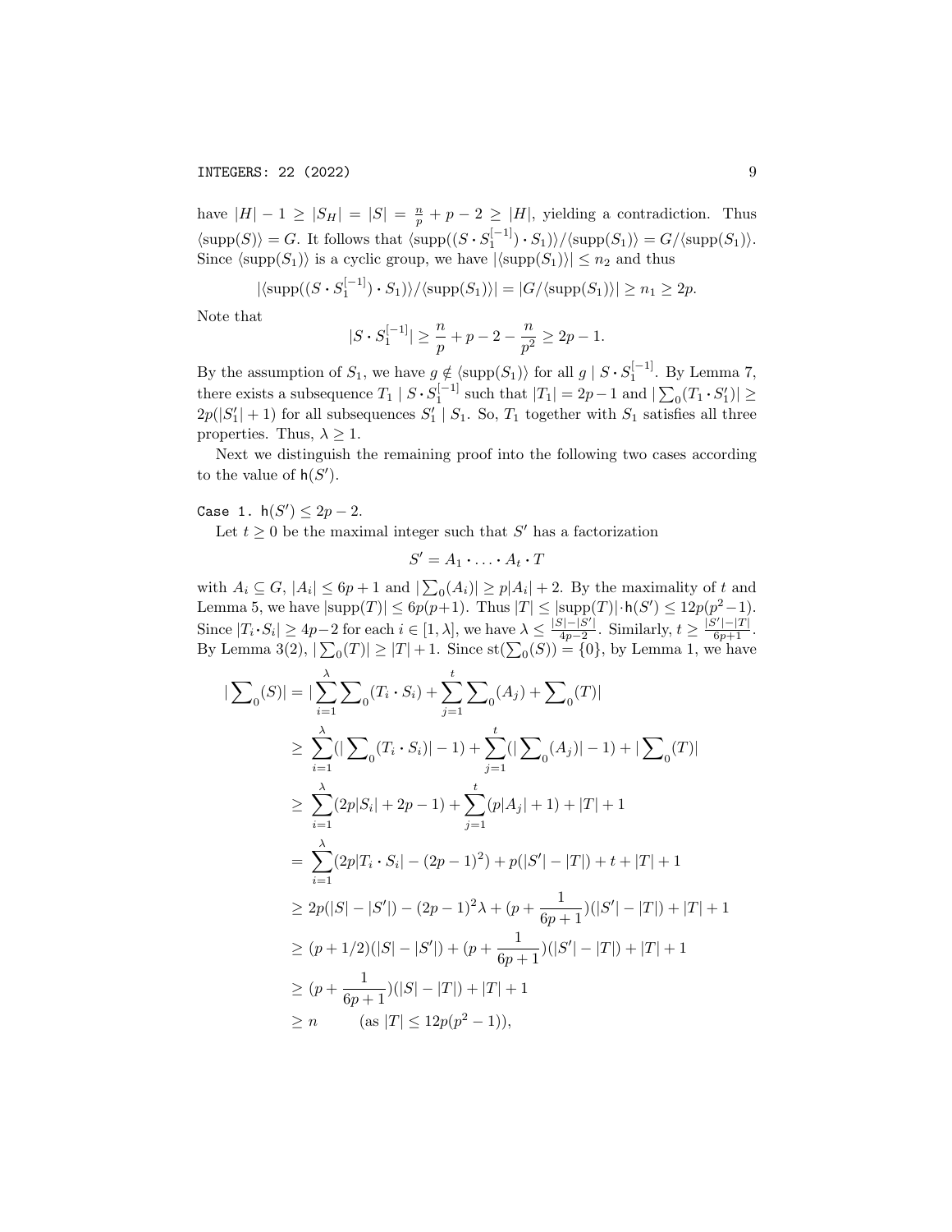have $|H| - 1 \geq |S_H| = |S| = \frac{n}{p} + p - 2 \geq |H|$, yielding a contradiction. Thus $\langle \mathrm{supp}(S)\rangle = G$. It follows that $\langle \mathrm{supp}((S \cdot S_1^{[-1]}) \cdot S_1)\rangle / \langle \mathrm{supp}(S_1)\rangle = G/\langle \mathrm{supp}(S_1)\rangle$. Since $\langle \mathrm{supp}(S_1)\rangle$ is a cyclic group, we have $|\langle \mathrm{supp}(S_1)\rangle| \leq n_2$ and thus

$$|\langle \mathrm{supp}((S \cdot S_1^{[-1]}) \cdot S_1)\rangle / \langle \mathrm{supp}(S_1)\rangle| = |G/\langle \mathrm{supp}(S_1)\rangle| \geq n_1 \geq 2p.$$

Note that

$$|S \cdot S_1^{[-1]}| \geq \frac{n}{p} + p - 2 - \frac{n}{p^2} \geq 2p - 1.$$

By the assumption of $S_1$, we have $g \notin \langle \mathrm{supp}(S_1)\rangle$ for all $g \mid S \cdot S_1^{[-1]}$. By Lemma 7, there exists a subsequence $T_1 \mid S \cdot S_1^{[-1]}$ such that $|T_1| = 2p-1$ and $|\sum_0(T_1 \cdot S_1')| \geq 2p(|S_1'| + 1)$ for all subsequences $S_1' \mid S_1$. So, $T_1$ together with $S_1$ satisfies all three properties. Thus, $\lambda \geq 1$.

Next we distinguish the remaining proof into the following two cases according to the value of $\mathsf{h}(S')$.

Case 1. $\mathsf{h}(S') \leq 2p - 2$.

Let $t \geq 0$ be the maximal integer such that $S'$ has a factorization

$$S' = A_1 \cdot \ldots \cdot A_t \cdot T$$

with $A_i \subseteq G$, $|A_i| \leq 6p + 1$ and $|\sum_0(A_i)| \geq p|A_i| + 2$. By the maximality of $t$ and Lemma 5, we have $|\mathrm{supp}(T)| \leq 6p(p+1)$. Thus $|T| \leq |\mathrm{supp}(T)| \cdot \mathsf{h}(S') \leq 12p(p^2-1)$. Since $|T_i \cdot S_i| \geq 4p-2$ for each $i \in [1, \lambda]$, we have $\lambda \leq \frac{|S|-|S'|}{4p-2}$. Similarly, $t \geq \frac{|S'|-|T|}{6p+1}$. By Lemma 3(2), $|\sum_0(T)| \geq |T| + 1$. Since $\mathrm{st}(\sum_0(S)) = \{0\}$, by Lemma 1, we have

$$\begin{aligned}
|\sum\nolimits_0(S)| &= |\sum_{i=1}^{\lambda} \sum\nolimits_0(T_i \cdot S_i) + \sum_{j=1}^{t} \sum\nolimits_0(A_j) + \sum\nolimits_0(T)| \\
&\geq \sum_{i=1}^{\lambda}(|\sum\nolimits_0(T_i \cdot S_i)| - 1) + \sum_{j=1}^{t}(|\sum\nolimits_0(A_j)| - 1) + |\sum\nolimits_0(T)| \\
&\geq \sum_{i=1}^{\lambda}(2p|S_i| + 2p - 1) + \sum_{j=1}^{t}(p|A_j| + 1) + |T| + 1 \\
&= \sum_{i=1}^{\lambda}(2p|T_i \cdot S_i| - (2p-1)^2) + p(|S'| - |T|) + t + |T| + 1 \\
&\geq 2p(|S| - |S'|) - (2p-1)^2\lambda + (p + \frac{1}{6p+1})(|S'| - |T|) + |T| + 1 \\
&\geq (p + 1/2)(|S| - |S'|) + (p + \frac{1}{6p+1})(|S'| - |T|) + |T| + 1 \\
&\geq (p + \frac{1}{6p+1})(|S| - |T|) + |T| + 1 \\
&\geq n \qquad (\text{as } |T| \leq 12p(p^2-1)),
\end{aligned}$$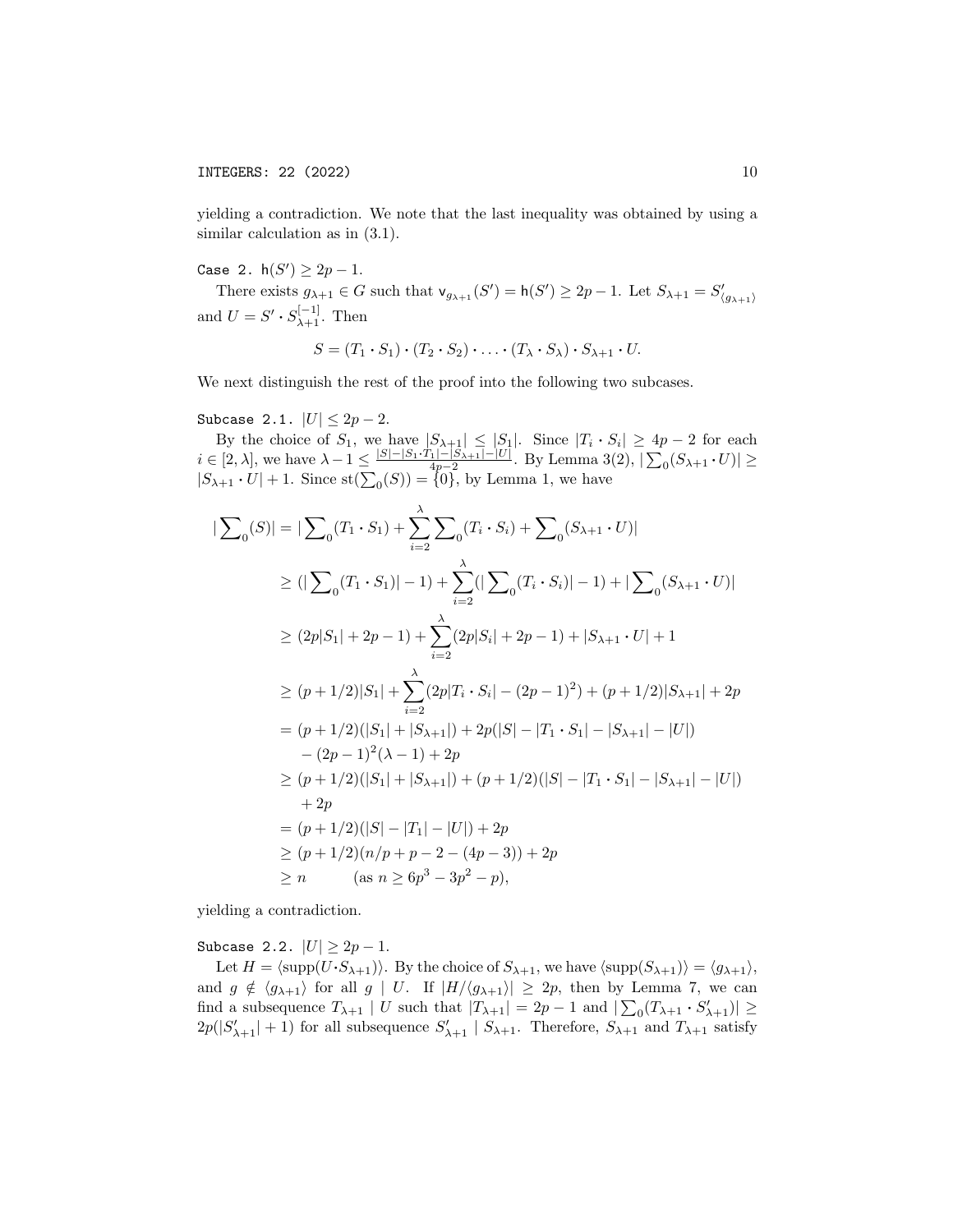yielding a contradiction. We note that the last inequality was obtained by using a similar calculation as in (3.1).

Case 2. $\mathsf{h}(S') \geq 2p-1$.

There exists $g_{\lambda+1} \in G$ such that $\mathsf{v}_{g_{\lambda+1}}(S') = \mathsf{h}(S') \geq 2p-1$. Let $S_{\lambda+1} = S'_{\langle g_{\lambda+1}\rangle}$ and $U = S' \cdot S_{\lambda+1}^{[-1]}$. Then

$$S = (T_1 \cdot S_1) \cdot (T_2 \cdot S_2) \cdot \ldots \cdot (T_\lambda \cdot S_\lambda) \cdot S_{\lambda+1} \cdot U.$$

We next distinguish the rest of the proof into the following two subcases.

Subcase 2.1. $|U| \leq 2p-2$.

By the choice of $S_1$, we have $|S_{\lambda+1}| \leq |S_1|$. Since $|T_i \cdot S_i| \geq 4p-2$ for each $i \in [2, \lambda]$, we have $\lambda - 1 \leq \frac{|S|-|S_1 \cdot T_1|-|S_{\lambda+1}|-|U|}{4p-2}$. By Lemma 3(2), $|\sum_0(S_{\lambda+1} \cdot U)| \geq |S_{\lambda+1} \cdot U| + 1$. Since $\mathrm{st}(\sum_0(S)) = \{0\}$, by Lemma 1, we have

$$\begin{aligned}
|\textstyle\sum_0(S)| &= |\textstyle\sum_0(T_1 \cdot S_1) + \displaystyle\sum_{i=2}^{\lambda} \textstyle\sum_0(T_i \cdot S_i) + \textstyle\sum_0(S_{\lambda+1} \cdot U)| \\
&\geq (|\textstyle\sum_0(T_1 \cdot S_1)| - 1) + \displaystyle\sum_{i=2}^{\lambda}(|\textstyle\sum_0(T_i \cdot S_i)| - 1) + |\textstyle\sum_0(S_{\lambda+1} \cdot U)| \\
&\geq (2p|S_1| + 2p - 1) + \displaystyle\sum_{i=2}^{\lambda}(2p|S_i| + 2p - 1) + |S_{\lambda+1} \cdot U| + 1 \\
&\geq (p + 1/2)|S_1| + \displaystyle\sum_{i=2}^{\lambda}(2p|T_i \cdot S_i| - (2p-1)^2) + (p+1/2)|S_{\lambda+1}| + 2p \\
&= (p+1/2)(|S_1| + |S_{\lambda+1}|) + 2p(|S| - |T_1 \cdot S_1| - |S_{\lambda+1}| - |U|) \\
&\quad - (2p-1)^2(\lambda - 1) + 2p \\
&\geq (p+1/2)(|S_1| + |S_{\lambda+1}|) + (p+1/2)(|S| - |T_1 \cdot S_1| - |S_{\lambda+1}| - |U|) \\
&\quad + 2p \\
&= (p+1/2)(|S| - |T_1| - |U|) + 2p \\
&\geq (p+1/2)(n/p + p - 2 - (4p-3)) + 2p \\
&\geq n \qquad (\text{as } n \geq 6p^3 - 3p^2 - p),
\end{aligned}$$

yielding a contradiction.

Subcase 2.2. $|U| \geq 2p-1$.

Let $H = \langle \mathrm{supp}(U \cdot S_{\lambda+1})\rangle$. By the choice of $S_{\lambda+1}$, we have $\langle \mathrm{supp}(S_{\lambda+1})\rangle = \langle g_{\lambda+1}\rangle$, and $g \notin \langle g_{\lambda+1}\rangle$ for all $g \mid U$. If $|H/\langle g_{\lambda+1}\rangle| \geq 2p$, then by Lemma 7, we can find a subsequence $T_{\lambda+1} \mid U$ such that $|T_{\lambda+1}| = 2p-1$ and $|\sum_0(T_{\lambda+1} \cdot S'_{\lambda+1})| \geq 2p(|S'_{\lambda+1}| + 1)$ for all subsequence $S'_{\lambda+1} \mid S_{\lambda+1}$. Therefore, $S_{\lambda+1}$ and $T_{\lambda+1}$ satisfy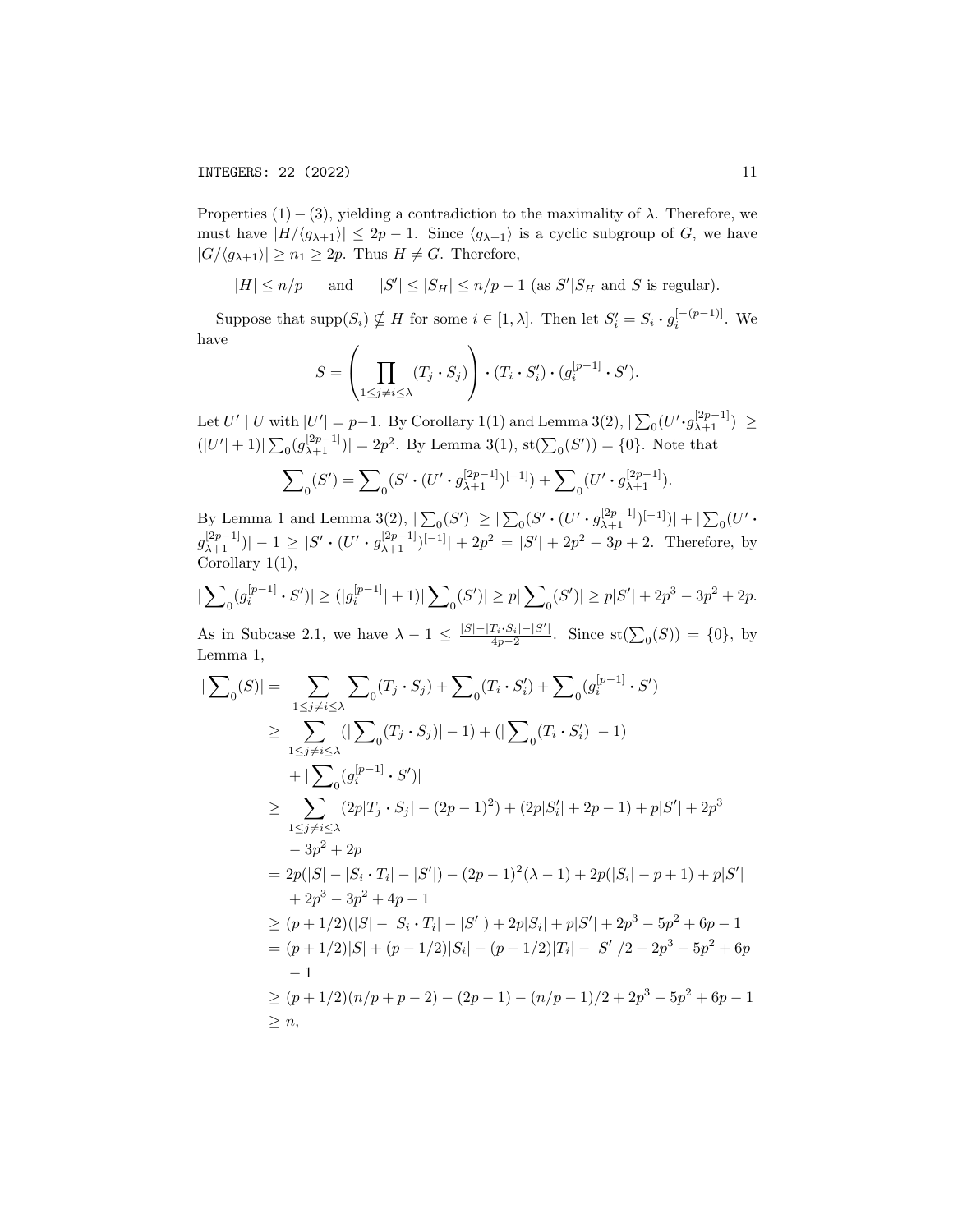Properties (1) – (3), yielding a contradiction to the maximality of $\lambda$. Therefore, we must have $|H/\langle g_{\lambda+1}\rangle| \le 2p-1$. Since $\langle g_{\lambda+1}\rangle$ is a cyclic subgroup of $G$, we have $|G/\langle g_{\lambda+1}\rangle| \ge n_1 \ge 2p$. Thus $H \ne G$. Therefore,

$$|H| \le n/p \quad \text{ and } \quad |S'| \le |S_H| \le n/p - 1 \text{ (as } S' | S_H \text{ and } S \text{ is regular).}$$

Suppose that $\mathrm{supp}(S_i) \not\subseteq H$ for some $i \in [1, \lambda]$. Then let $S_i' = S_i \cdot g_i^{[-(p-1)]}$. We have

$$S = \left( \prod_{1\le j \ne i \le \lambda} (T_j \cdot S_j) \right) \cdot (T_i \cdot S_i') \cdot (g_i^{[p-1]} \cdot S').$$

Let $U' \mid U$ with $|U'| = p-1$. By Corollary 1(1) and Lemma 3(2), $|\sum_0(U' \cdot g_{\lambda+1}^{[2p-1]})| \ge (|U'|+1)|\sum_0(g_{\lambda+1}^{[2p-1]})| = 2p^2$. By Lemma 3(1), $\mathrm{st}(\sum_0(S')) = \{0\}$. Note that

$$\sum\nolimits_0(S') = \sum\nolimits_0(S' \cdot (U' \cdot g_{\lambda+1}^{[2p-1]})^{[-1]}) + \sum\nolimits_0(U' \cdot g_{\lambda+1}^{[2p-1]}).$$

By Lemma 1 and Lemma 3(2), $|\sum_0(S')| \ge |\sum_0(S' \cdot (U' \cdot g_{\lambda+1}^{[2p-1]})^{[-1]})| + |\sum_0(U' \cdot g_{\lambda+1}^{[2p-1]})| - 1 \ge |S' \cdot (U' \cdot g_{\lambda+1}^{[2p-1]})^{[-1]}| + 2p^2 = |S'| + 2p^2 - 3p + 2$. Therefore, by Corollary 1(1),

$$|\sum\nolimits_0(g_i^{[p-1]} \cdot S')| \ge (|g_i^{[p-1]}|+1)|\sum\nolimits_0(S')| \ge p|\sum\nolimits_0(S')| \ge p|S'| + 2p^3 - 3p^2 + 2p.$$

As in Subcase 2.1, we have $\lambda - 1 \le \frac{|S| - |T_i \cdot S_i| - |S'|}{4p-2}$. Since $\mathrm{st}(\sum_0(S)) = \{0\}$, by Lemma 1,

$$\begin{aligned}
|\sum\nolimits_0(S)| &= |\sum_{1\le j\ne i\le\lambda} \sum\nolimits_0(T_j \cdot S_j) + \sum\nolimits_0(T_i \cdot S_i') + \sum\nolimits_0(g_i^{[p-1]} \cdot S')| \\
&\ge \sum_{1\le j\ne i\le\lambda} (|\sum\nolimits_0(T_j \cdot S_j)| - 1) + (|\sum\nolimits_0(T_i \cdot S_i')| - 1) \\
&\quad + |\sum\nolimits_0(g_i^{[p-1]} \cdot S')| \\
&\ge \sum_{1\le j\ne i\le\lambda} (2p|T_j \cdot S_j| - (2p-1)^2) + (2p|S_i'| + 2p - 1) + p|S'| + 2p^3 \\
&\quad - 3p^2 + 2p \\
&= 2p(|S| - |S_i \cdot T_i| - |S'|) - (2p-1)^2(\lambda - 1) + 2p(|S_i| - p + 1) + p|S'| \\
&\quad + 2p^3 - 3p^2 + 4p - 1 \\
&\ge (p + 1/2)(|S| - |S_i \cdot T_i| - |S'|) + 2p|S_i| + p|S'| + 2p^3 - 5p^2 + 6p - 1 \\
&= (p+1/2)|S| + (p - 1/2)|S_i| - (p+1/2)|T_i| - |S'|/2 + 2p^3 - 5p^2 + 6p \\
&\quad - 1 \\
&\ge (p + 1/2)(n/p + p - 2) - (2p-1) - (n/p - 1)/2 + 2p^3 - 5p^2 + 6p - 1 \\
&\ge n,
\end{aligned}$$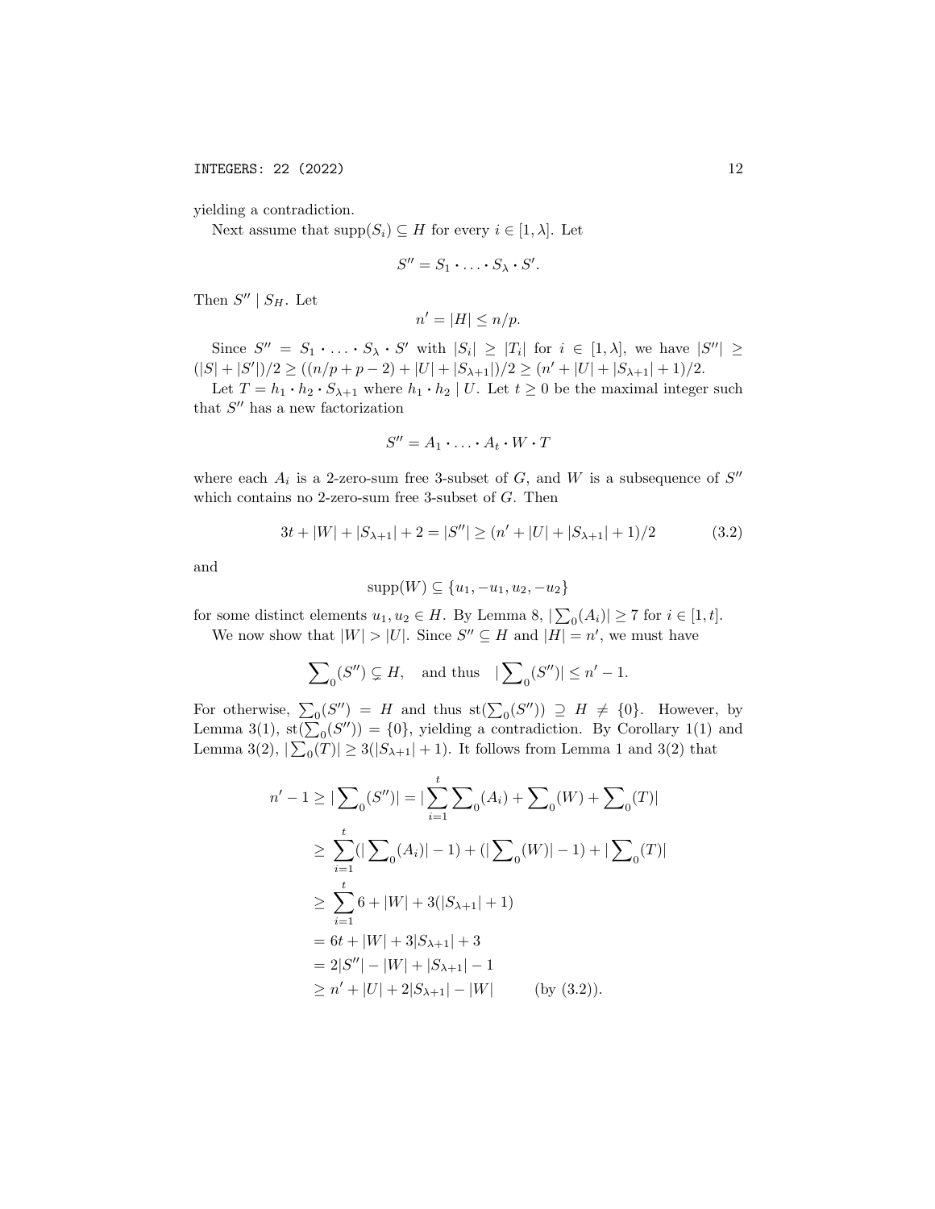yielding a contradiction.

Next assume that $\mathrm{supp}(S_i) \subseteq H$ for every $i \in [1, \lambda]$. Let

$$S'' = S_1 \boldsymbol{\cdot} \ldots \boldsymbol{\cdot} S_\lambda \boldsymbol{\cdot} S'.$$

Then $S'' \mid S_H$. Let

$$n' = |H| \leq n/p.$$

Since $S'' = S_1 \boldsymbol{\cdot} \ldots \boldsymbol{\cdot} S_\lambda \boldsymbol{\cdot} S'$ with $|S_i| \geq |T_i|$ for $i \in [1, \lambda]$, we have $|S''| \geq (|S| + |S'|)/2 \geq ((n/p + p - 2) + |U| + |S_{\lambda+1}|)/2 \geq (n' + |U| + |S_{\lambda+1}| + 1)/2$.

Let $T = h_1 \boldsymbol{\cdot} h_2 \boldsymbol{\cdot} S_{\lambda+1}$ where $h_1 \boldsymbol{\cdot} h_2 \mid U$. Let $t \geq 0$ be the maximal integer such that $S''$ has a new factorization

$$S'' = A_1 \boldsymbol{\cdot} \ldots \boldsymbol{\cdot} A_t \boldsymbol{\cdot} W \boldsymbol{\cdot} T$$

where each $A_i$ is a 2-zero-sum free 3-subset of $G$, and $W$ is a subsequence of $S''$ which contains no 2-zero-sum free 3-subset of $G$. Then

$$3t + |W| + |S_{\lambda+1}| + 2 = |S''| \geq (n' + |U| + |S_{\lambda+1}| + 1)/2 \tag{3.2}$$

and

$$\mathrm{supp}(W) \subseteq \{u_1, -u_1, u_2, -u_2\}$$

for some distinct elements $u_1, u_2 \in H$. By Lemma 8, $|\sum_0(A_i)| \geq 7$ for $i \in [1, t]$.

We now show that $|W| > |U|$. Since $S'' \subseteq H$ and $|H| = n'$, we must have

$$\sum\nolimits_0(S'') \subsetneq H, \quad \text{and thus} \quad |\sum\nolimits_0(S'')| \leq n' - 1.$$

For otherwise, $\sum_0(S'') = H$ and thus $\mathrm{st}(\sum_0(S'')) \supseteq H \neq \{0\}$. However, by Lemma 3(1), $\mathrm{st}(\sum_0(S'')) = \{0\}$, yielding a contradiction. By Corollary 1(1) and Lemma 3(2), $|\sum_0(T)| \geq 3(|S_{\lambda+1}| + 1)$. It follows from Lemma 1 and 3(2) that

$$\begin{aligned}
n' - 1 \geq |\sum\nolimits_0(S'')| &= |\sum_{i=1}^{t} \sum\nolimits_0(A_i) + \sum\nolimits_0(W) + \sum\nolimits_0(T)| \\
&\geq \sum_{i=1}^{t} (|\sum\nolimits_0(A_i)| - 1) + (|\sum\nolimits_0(W)| - 1) + |\sum\nolimits_0(T)| \\
&\geq \sum_{i=1}^{t} 6 + |W| + 3(|S_{\lambda+1}| + 1) \\
&= 6t + |W| + 3|S_{\lambda+1}| + 3 \\
&= 2|S''| - |W| + |S_{\lambda+1}| - 1 \\
&\geq n' + |U| + 2|S_{\lambda+1}| - |W| \qquad \text{(by (3.2))}.
\end{aligned}$$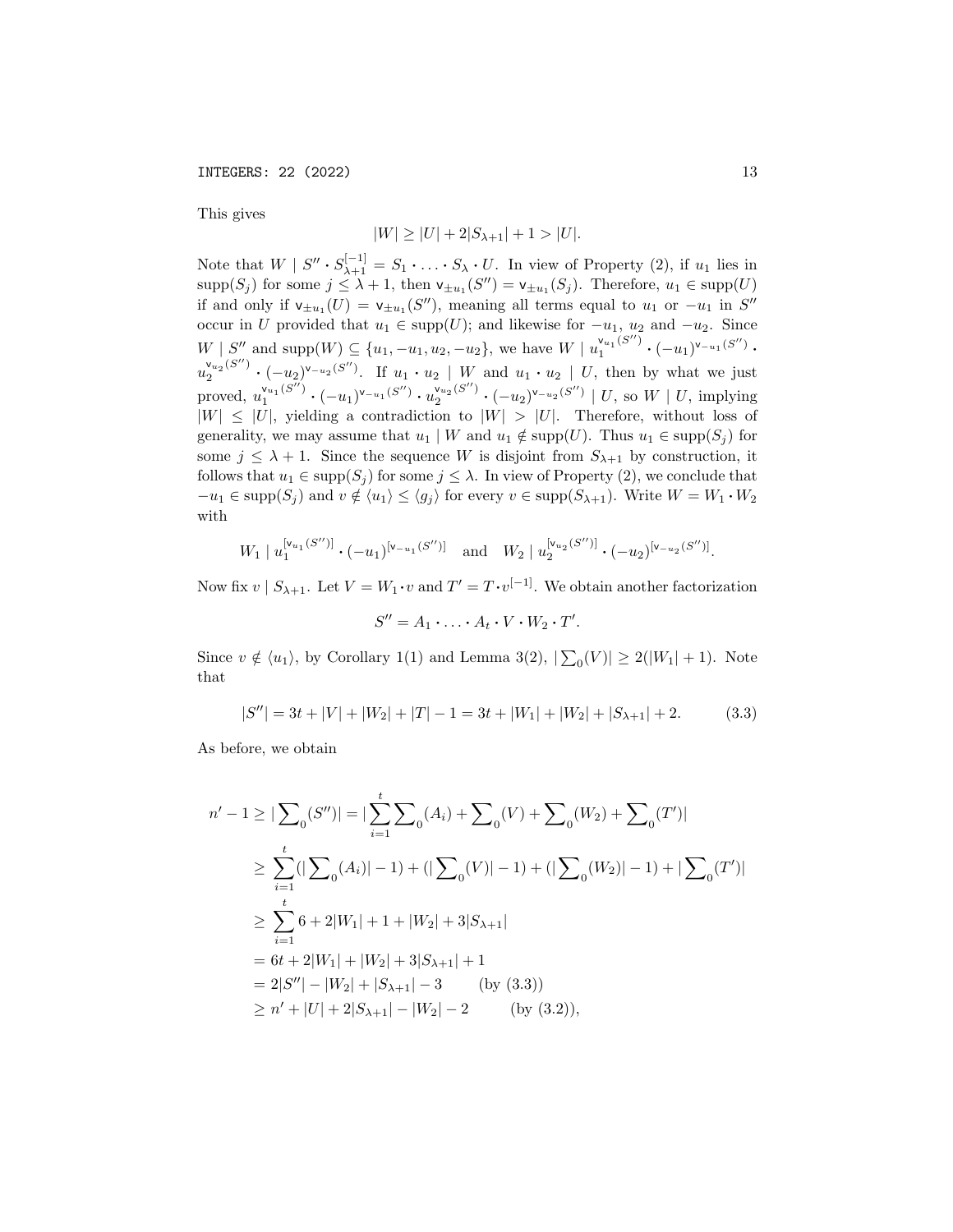This gives

$$|W| \geq |U| + 2|S_{\lambda+1}| + 1 > |U|.$$

Note that $W \mid S'' \cdot S_{\lambda+1}^{[-1]} = S_1 \cdot \ldots \cdot S_\lambda \cdot U$. In view of Property (2), if $u_1$ lies in $\mathrm{supp}(S_j)$ for some $j \leq \lambda + 1$, then $\mathsf{v}_{\pm u_1}(S'') = \mathsf{v}_{\pm u_1}(S_j)$. Therefore, $u_1 \in \mathrm{supp}(U)$ if and only if $\mathsf{v}_{\pm u_1}(U) = \mathsf{v}_{\pm u_1}(S'')$, meaning all terms equal to $u_1$ or $-u_1$ in $S''$ occur in $U$ provided that $u_1 \in \mathrm{supp}(U)$; and likewise for $-u_1$, $u_2$ and $-u_2$. Since $W \mid S''$ and $\mathrm{supp}(W) \subseteq \{u_1, -u_1, u_2, -u_2\}$, we have $W \mid u_1^{\mathsf{v}_{u_1}(S'')} \cdot (-u_1)^{\mathsf{v}_{-u_1}(S'')} \cdot u_2^{\mathsf{v}_{u_2}(S'')} \cdot (-u_2)^{\mathsf{v}_{-u_2}(S'')}$. If $u_1 \cdot u_2 \mid W$ and $u_1 \cdot u_2 \mid U$, then by what we just proved, $u_1^{\mathsf{v}_{u_1}(S'')} \cdot (-u_1)^{\mathsf{v}_{-u_1}(S'')} \cdot u_2^{\mathsf{v}_{u_2}(S'')} \cdot (-u_2)^{\mathsf{v}_{-u_2}(S'')} \mid U$, so $W \mid U$, implying $|W| \leq |U|$, yielding a contradiction to $|W| > |U|$. Therefore, without loss of generality, we may assume that $u_1 \mid W$ and $u_1 \notin \mathrm{supp}(U)$. Thus $u_1 \in \mathrm{supp}(S_j)$ for some $j \leq \lambda + 1$. Since the sequence $W$ is disjoint from $S_{\lambda+1}$ by construction, it follows that $u_1 \in \mathrm{supp}(S_j)$ for some $j \leq \lambda$. In view of Property (2), we conclude that $-u_1 \in \mathrm{supp}(S_j)$ and $v \notin \langle u_1 \rangle \leq \langle g_j \rangle$ for every $v \in \mathrm{supp}(S_{\lambda+1})$. Write $W = W_1 \cdot W_2$ with

$$W_1 \mid u_1^{[\mathsf{v}_{u_1}(S'')]} \cdot (-u_1)^{[\mathsf{v}_{-u_1}(S'')]} \quad \text{and} \quad W_2 \mid u_2^{[\mathsf{v}_{u_2}(S'')]} \cdot (-u_2)^{[\mathsf{v}_{-u_2}(S'')]}.$$

Now fix $v \mid S_{\lambda+1}$. Let $V = W_1 \cdot v$ and $T' = T \cdot v^{[-1]}$. We obtain another factorization

$$S'' = A_1 \cdot \ldots \cdot A_t \cdot V \cdot W_2 \cdot T'.$$

Since $v \notin \langle u_1 \rangle$, by Corollary 1(1) and Lemma 3(2), $|\sum_0(V)| \geq 2(|W_1| + 1)$. Note that

$$|S''| = 3t + |V| + |W_2| + |T| - 1 = 3t + |W_1| + |W_2| + |S_{\lambda+1}| + 2. \tag{3.3}$$

As before, we obtain

$$\begin{aligned}
n' - 1 &\geq |\textstyle\sum_0(S'')| = |\displaystyle\sum_{i=1}^{t} \textstyle\sum_0(A_i) + \sum_0(V) + \sum_0(W_2) + \sum_0(T')| \\
&\geq \sum_{i=1}^{t} (|\textstyle\sum_0(A_i)| - 1) + (|\sum_0(V)| - 1) + (|\sum_0(W_2)| - 1) + |\sum_0(T')| \\
&\geq \sum_{i=1}^{t} 6 + 2|W_1| + 1 + |W_2| + 3|S_{\lambda+1}| \\
&= 6t + 2|W_1| + |W_2| + 3|S_{\lambda+1}| + 1 \\
&= 2|S''| - |W_2| + |S_{\lambda+1}| - 3 \qquad \text{(by (3.3))} \\
&\geq n' + |U| + 2|S_{\lambda+1}| - |W_2| - 2 \qquad \text{(by (3.2))},
\end{aligned}$$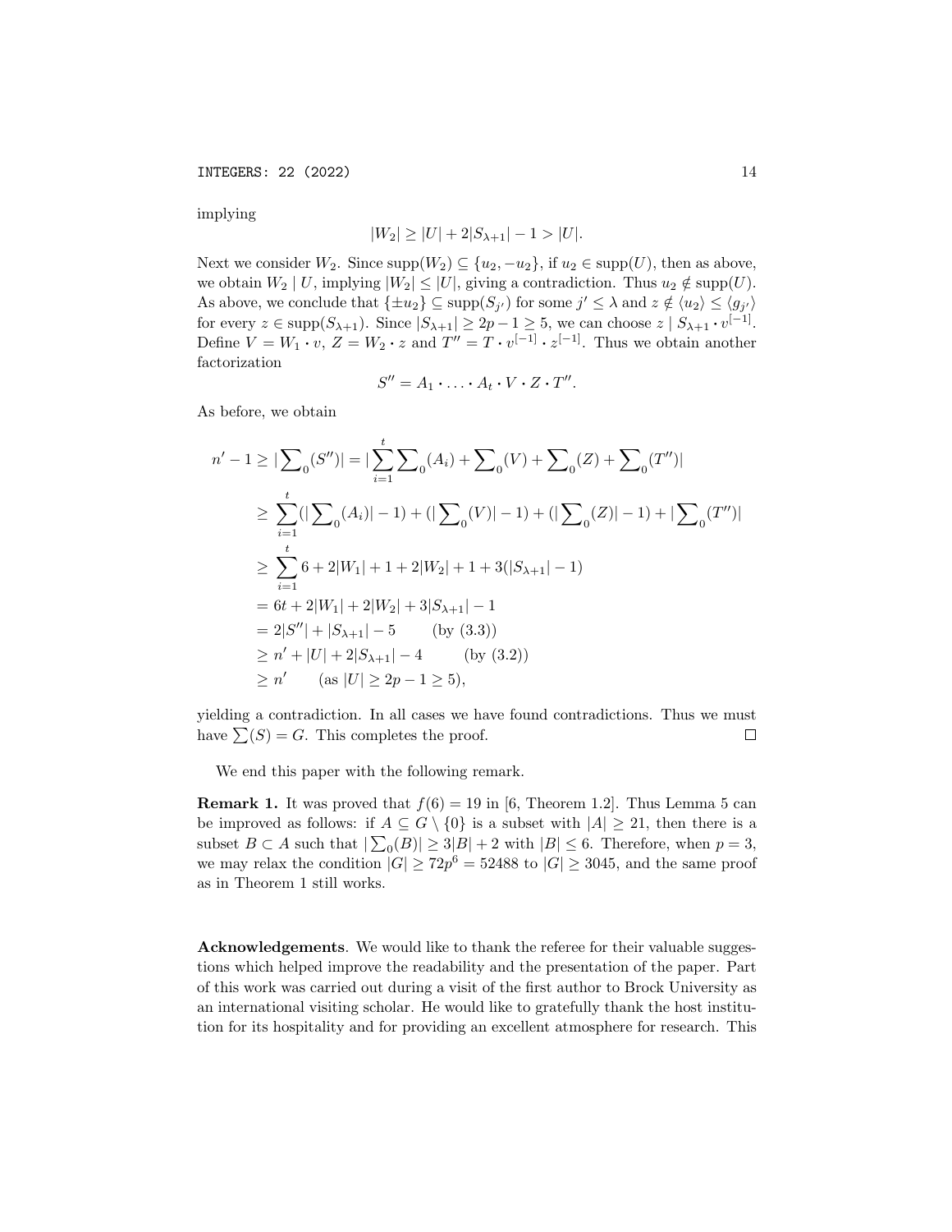implying

$$|W_2| \geq |U| + 2|S_{\lambda+1}| - 1 > |U|.$$

Next we consider $W_2$. Since $\text{supp}(W_2) \subseteq \{u_2, -u_2\}$, if $u_2 \in \text{supp}(U)$, then as above, we obtain $W_2 \mid U$, implying $|W_2| \leq |U|$, giving a contradiction. Thus $u_2 \notin \text{supp}(U)$. As above, we conclude that $\{\pm u_2\} \subseteq \text{supp}(S_{j'})$ for some $j' \leq \lambda$ and $z \notin \langle u_2 \rangle \leq \langle g_{j'} \rangle$ for every $z \in \text{supp}(S_{\lambda+1})$. Since $|S_{\lambda+1}| \geq 2p - 1 \geq 5$, we can choose $z \mid S_{\lambda+1} \cdot v^{[-1]}$. Define $V = W_1 \cdot v$, $Z = W_2 \cdot z$ and $T'' = T \cdot v^{[-1]} \cdot z^{[-1]}$. Thus we obtain another factorization

$$S'' = A_1 \cdot \ldots \cdot A_t \cdot V \cdot Z \cdot T''.$$

As before, we obtain

$$\begin{aligned}
n' - 1 &\geq |\textstyle\sum_0(S'')| = |\displaystyle\sum_{i=1}^{t} \textstyle\sum_0(A_i) + \sum_0(V) + \sum_0(Z) + \sum_0(T'')| \\
&\geq \sum_{i=1}^{t}(|\textstyle\sum_0(A_i)| - 1) + (|\sum_0(V)| - 1) + (|\sum_0(Z)| - 1) + |\sum_0(T'')| \\
&\geq \sum_{i=1}^{t} 6 + 2|W_1| + 1 + 2|W_2| + 1 + 3(|S_{\lambda+1}| - 1) \\
&= 6t + 2|W_1| + 2|W_2| + 3|S_{\lambda+1}| - 1 \\
&= 2|S''| + |S_{\lambda+1}| - 5 \qquad \text{(by (3.3))} \\
&\geq n' + |U| + 2|S_{\lambda+1}| - 4 \qquad \text{(by (3.2))} \\
&\geq n' \qquad (\text{as } |U| \geq 2p - 1 \geq 5),
\end{aligned}$$

yielding a contradiction. In all cases we have found contradictions. Thus we must have $\sum(S) = G$. This completes the proof. $\square$

We end this paper with the following remark.

**Remark 1.** It was proved that $f(6) = 19$ in [6, Theorem 1.2]. Thus Lemma 5 can be improved as follows: if $A \subseteq G \setminus \{0\}$ is a subset with $|A| \geq 21$, then there is a subset $B \subset A$ such that $|\sum_0(B)| \geq 3|B| + 2$ with $|B| \leq 6$. Therefore, when $p = 3$, we may relax the condition $|G| \geq 72p^6 = 52488$ to $|G| \geq 3045$, and the same proof as in Theorem 1 still works.

**Acknowledgements**. We would like to thank the referee for their valuable suggestions which helped improve the readability and the presentation of the paper. Part of this work was carried out during a visit of the first author to Brock University as an international visiting scholar. He would like to gratefully thank the host institution for its hospitality and for providing an excellent atmosphere for research. This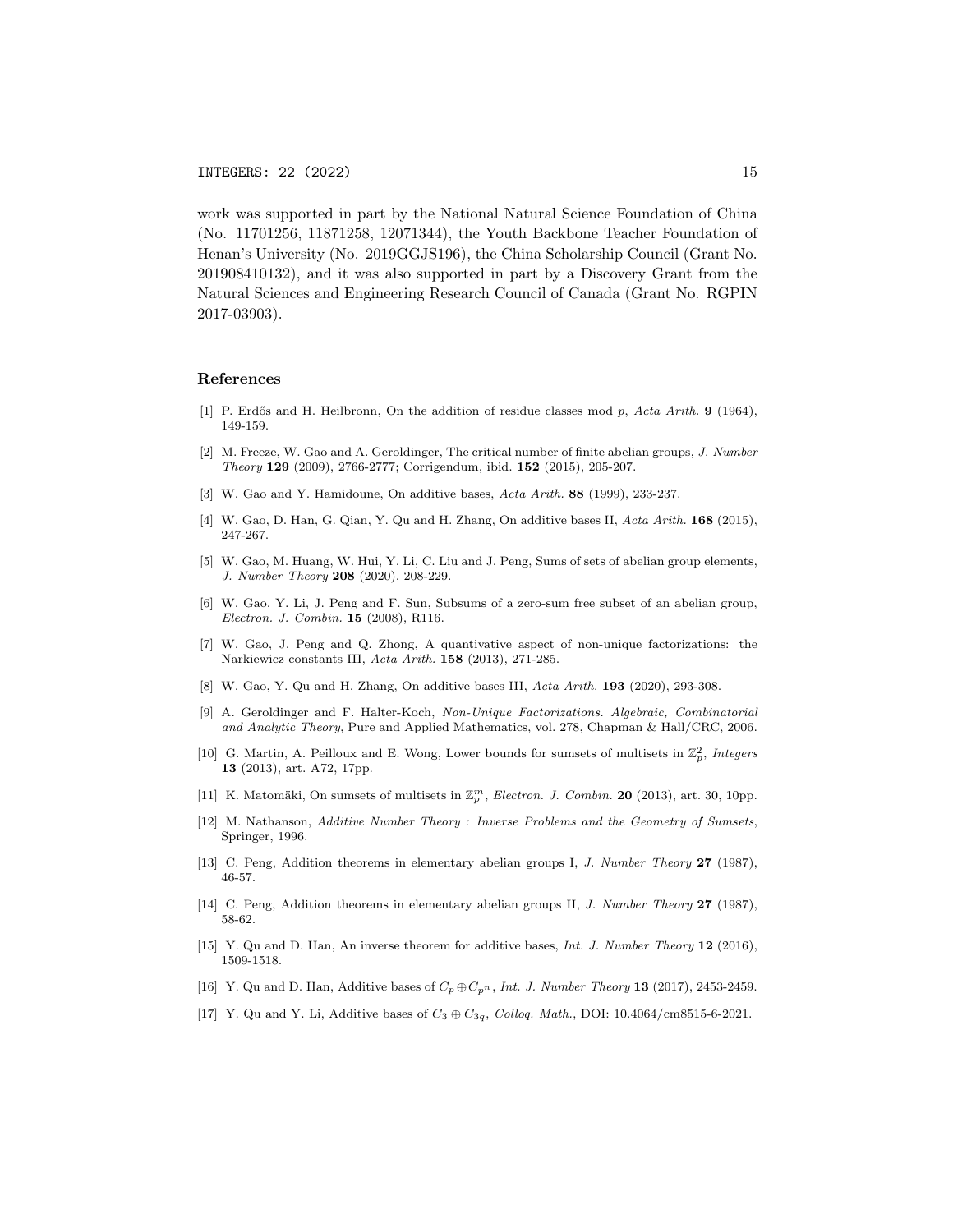work was supported in part by the National Natural Science Foundation of China (No. 11701256, 11871258, 12071344), the Youth Backbone Teacher Foundation of Henan's University (No. 2019GGJS196), the China Scholarship Council (Grant No. 201908410132), and it was also supported in part by a Discovery Grant from the Natural Sciences and Engineering Research Council of Canada (Grant No. RGPIN 2017-03903).

## References

[1] P. Erdős and H. Heilbronn, On the addition of residue classes mod $p$, *Acta Arith.* **9** (1964), 149-159.

[2] M. Freeze, W. Gao and A. Geroldinger, The critical number of finite abelian groups, *J. Number Theory* **129** (2009), 2766-2777; Corrigendum, ibid. **152** (2015), 205-207.

[3] W. Gao and Y. Hamidoune, On additive bases, *Acta Arith.* **88** (1999), 233-237.

[4] W. Gao, D. Han, G. Qian, Y. Qu and H. Zhang, On additive bases II, *Acta Arith.* **168** (2015), 247-267.

[5] W. Gao, M. Huang, W. Hui, Y. Li, C. Liu and J. Peng, Sums of sets of abelian group elements, *J. Number Theory* **208** (2020), 208-229.

[6] W. Gao, Y. Li, J. Peng and F. Sun, Subsums of a zero-sum free subset of an abelian group, *Electron. J. Combin.* **15** (2008), R116.

[7] W. Gao, J. Peng and Q. Zhong, A quantivative aspect of non-unique factorizations: the Narkiewicz constants III, *Acta Arith.* **158** (2013), 271-285.

[8] W. Gao, Y. Qu and H. Zhang, On additive bases III, *Acta Arith.* **193** (2020), 293-308.

[9] A. Geroldinger and F. Halter-Koch, *Non-Unique Factorizations. Algebraic, Combinatorial and Analytic Theory*, Pure and Applied Mathematics, vol. 278, Chapman & Hall/CRC, 2006.

[10] G. Martin, A. Peilloux and E. Wong, Lower bounds for sumsets of multisets in $\mathbb{Z}_p^2$, *Integers* **13** (2013), art. A72, 17pp.

[11] K. Matomäki, On sumsets of multisets in $\mathbb{Z}_p^m$, *Electron. J. Combin.* **20** (2013), art. 30, 10pp.

[12] M. Nathanson, *Additive Number Theory : Inverse Problems and the Geometry of Sumsets*, Springer, 1996.

[13] C. Peng, Addition theorems in elementary abelian groups I, *J. Number Theory* **27** (1987), 46-57.

[14] C. Peng, Addition theorems in elementary abelian groups II, *J. Number Theory* **27** (1987), 58-62.

[15] Y. Qu and D. Han, An inverse theorem for additive bases, *Int. J. Number Theory* **12** (2016), 1509-1518.

[16] Y. Qu and D. Han, Additive bases of $C_p \oplus C_{p^n}$, *Int. J. Number Theory* **13** (2017), 2453-2459.

[17] Y. Qu and Y. Li, Additive bases of $C_3 \oplus C_{3q}$, *Colloq. Math.*, DOI: 10.4064/cm8515-6-2021.